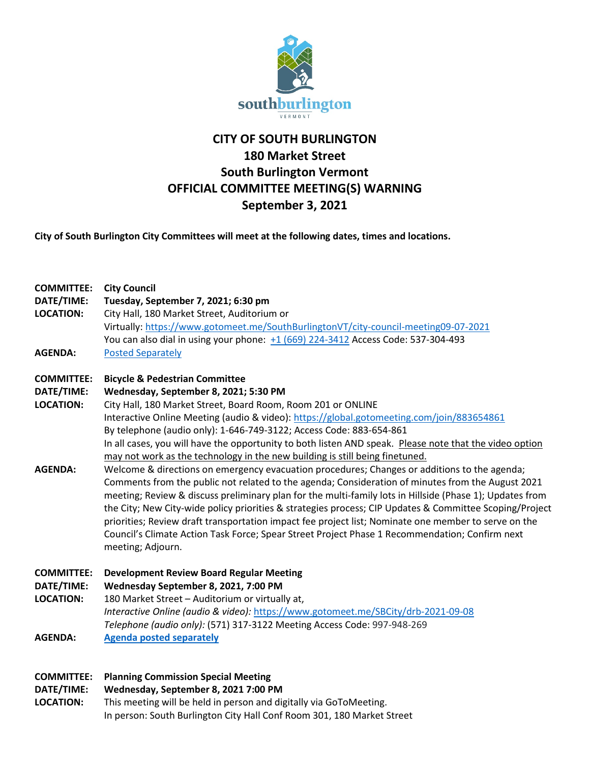# CITY OF SOUTH BURLINGTON
## 180 Market Street
## South Burlington Vermont
## OFFICIAL COMMITTEE MEETING(S) WARNING
## September 3, 2021

**City of South Burlington City Committees will meet at the following dates, times and locations.**

**COMMITTEE:** **City Council**
**DATE/TIME:** **Tuesday, September 7, 2021; 6:30 pm**
**LOCATION:** City Hall, 180 Market Street, Auditorium or
Virtually: https://www.gotomeet.me/SouthBurlingtonVT/city-council-meeting09-07-2021
You can also dial in using your phone: +1 (669) 224-3412 Access Code: 537-304-493
**AGENDA:** Posted Separately

**COMMITTEE:** **Bicycle & Pedestrian Committee**
**DATE/TIME:** **Wednesday, September 8, 2021; 5:30 PM**
**LOCATION:** City Hall, 180 Market Street, Board Room, Room 201 or ONLINE
Interactive Online Meeting (audio & video): https://global.gotomeeting.com/join/883654861
By telephone (audio only): 1-646-749-3122; Access Code: 883-654-861
In all cases, you will have the opportunity to both listen AND speak. Please note that the video option may not work as the technology in the new building is still being finetuned.
**AGENDA:** Welcome & directions on emergency evacuation procedures; Changes or additions to the agenda; Comments from the public not related to the agenda; Consideration of minutes from the August 2021 meeting; Review & discuss preliminary plan for the multi-family lots in Hillside (Phase 1); Updates from the City; New City-wide policy priorities & strategies process; CIP Updates & Committee Scoping/Project priorities; Review draft transportation impact fee project list; Nominate one member to serve on the Council's Climate Action Task Force; Spear Street Project Phase 1 Recommendation; Confirm next meeting; Adjourn.

**COMMITTEE:** **Development Review Board Regular Meeting**
**DATE/TIME:** **Wednesday September 8, 2021, 7:00 PM**
**LOCATION:** 180 Market Street – Auditorium or virtually at,
*Interactive Online (audio & video):* https://www.gotomeet.me/SBCity/drb-2021-09-08
*Telephone (audio only):* (571) 317-3122 Meeting Access Code: 997-948-269
**AGENDA:** **Agenda posted separately**

**COMMITTEE:** **Planning Commission Special Meeting**
**DATE/TIME:** **Wednesday, September 8, 2021 7:00 PM**
**LOCATION:** This meeting will be held in person and digitally via GoToMeeting.
In person: South Burlington City Hall Conf Room 301, 180 Market Street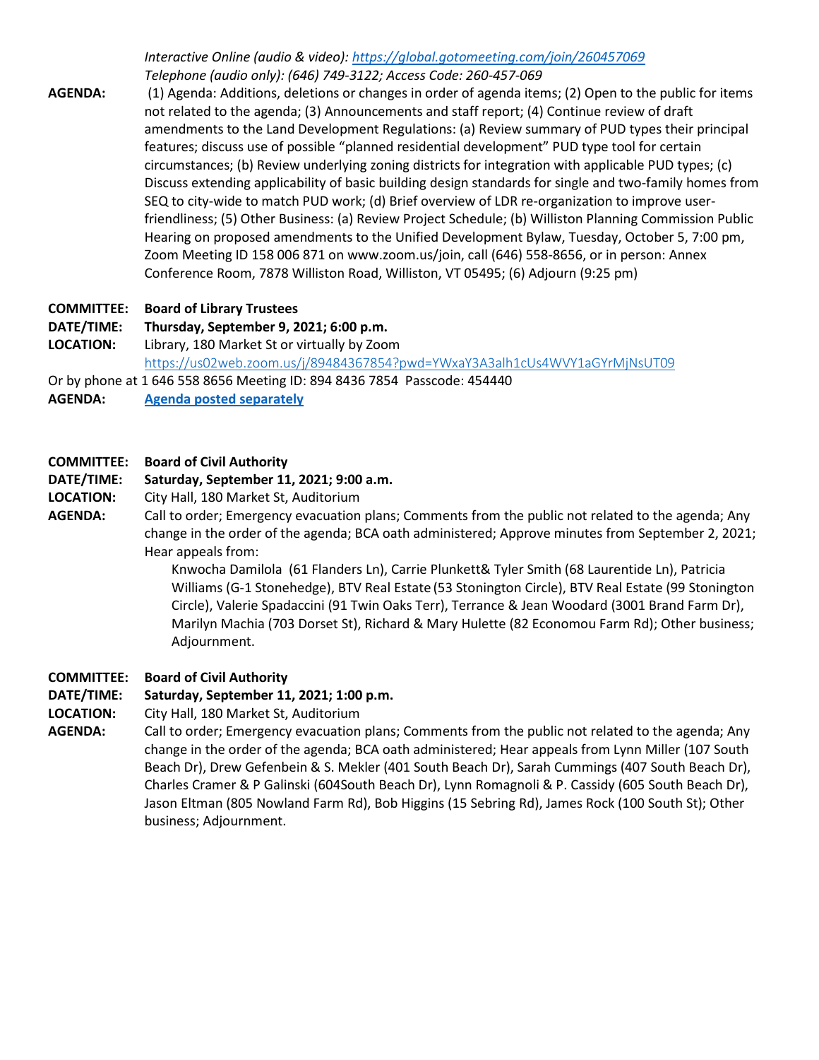*Interactive Online (audio & video): https://global.gotomeeting.com/join/260457069*
*Telephone (audio only): (646) 749-3122; Access Code: 260-457-069*

**AGENDA:** (1) Agenda: Additions, deletions or changes in order of agenda items; (2) Open to the public for items not related to the agenda; (3) Announcements and staff report; (4) Continue review of draft amendments to the Land Development Regulations: (a) Review summary of PUD types their principal features; discuss use of possible "planned residential development" PUD type tool for certain circumstances; (b) Review underlying zoning districts for integration with applicable PUD types; (c) Discuss extending applicability of basic building design standards for single and two-family homes from SEQ to city-wide to match PUD work; (d) Brief overview of LDR re-organization to improve user-friendliness; (5) Other Business: (a) Review Project Schedule; (b) Williston Planning Commission Public Hearing on proposed amendments to the Unified Development Bylaw, Tuesday, October 5, 7:00 pm, Zoom Meeting ID 158 006 871 on www.zoom.us/join, call (646) 558-8656, or in person: Annex Conference Room, 7878 Williston Road, Williston, VT 05495; (6) Adjourn (9:25 pm)

**COMMITTEE:** **Board of Library Trustees**
**DATE/TIME:** **Thursday, September 9, 2021; 6:00 p.m.**
**LOCATION:** Library, 180 Market St or virtually by Zoom
https://us02web.zoom.us/j/89484367854?pwd=YWxaY3A3alh1cUs4WVY1aGYrMjNsUT09
Or by phone at 1 646 558 8656 Meeting ID: 894 8436 7854 Passcode: 454440
**AGENDA:** **Agenda posted separately**

**COMMITTEE:** **Board of Civil Authority**
**DATE/TIME:** **Saturday, September 11, 2021; 9:00 a.m.**
**LOCATION:** City Hall, 180 Market St, Auditorium
**AGENDA:** Call to order; Emergency evacuation plans; Comments from the public not related to the agenda; Any change in the order of the agenda; BCA oath administered; Approve minutes from September 2, 2021; Hear appeals from:

Knwocha Damilola (61 Flanders Ln), Carrie Plunkett& Tyler Smith (68 Laurentide Ln), Patricia Williams (G-1 Stonehedge), BTV Real Estate (53 Stonington Circle), BTV Real Estate (99 Stonington Circle), Valerie Spadaccini (91 Twin Oaks Terr), Terrance & Jean Woodard (3001 Brand Farm Dr), Marilyn Machia (703 Dorset St), Richard & Mary Hulette (82 Economou Farm Rd); Other business; Adjournment.

**COMMITTEE:** **Board of Civil Authority**
**DATE/TIME:** **Saturday, September 11, 2021; 1:00 p.m.**
**LOCATION:** City Hall, 180 Market St, Auditorium
**AGENDA:** Call to order; Emergency evacuation plans; Comments from the public not related to the agenda; Any change in the order of the agenda; BCA oath administered; Hear appeals from Lynn Miller (107 South Beach Dr), Drew Gefenbein & S. Mekler (401 South Beach Dr), Sarah Cummings (407 South Beach Dr), Charles Cramer & P Galinski (604South Beach Dr), Lynn Romagnoli & P. Cassidy (605 South Beach Dr), Jason Eltman (805 Nowland Farm Rd), Bob Higgins (15 Sebring Rd), James Rock (100 South St); Other business; Adjournment.